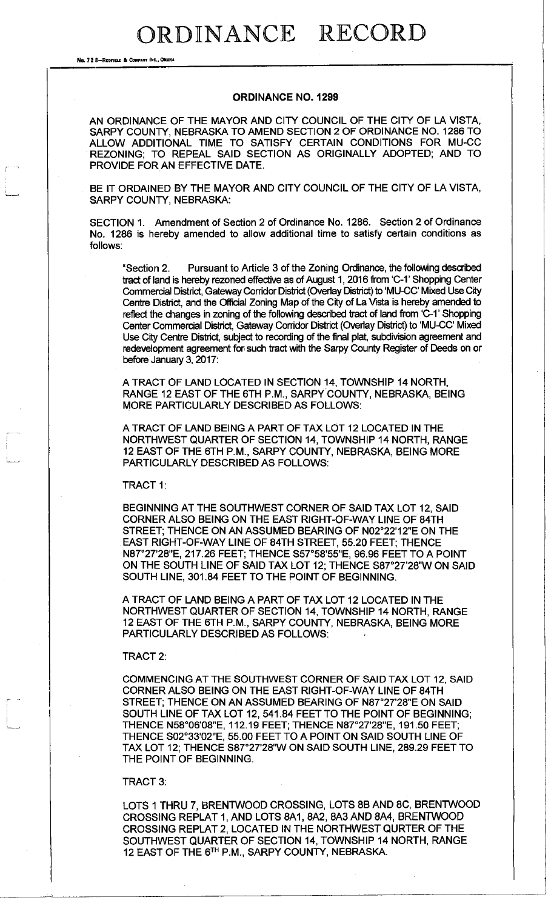# ORDINANCE RECORD

No. 72 8—Redfield & Company Inc., Omaha

## ORDINANCE NO. 1299

AN ORDINANCE OF THE MAYOR AND CITY COUNCIL OF THE CITY OF LA VISTA, SARPY COUNTY, NEBRASKA TO AMEND SECTION 2 OF ORDINANCE NO. 1286 TO ALLOW ADDITIONAL TIME TO SATISFY CERTAIN CONDITIONS FOR MU-CC REZONING; TO REPEAL SAID SECTION AS ORIGINALLY ADOPTED; AND TO PROVIDE FOR AN EFFECTIVE DATE.

BE IT ORDAINED BY THE MAYOR AND CITY COUNCIL OF THE CITY OF LA VISTA, SARPY COUNTY, NEBRASKA:

SECTION 1. Amendment of Section 2 of Ordinance No. 1286. Section 2 of Ordinance No. 1286 is hereby amended to allow additional time to satisfy certain conditions as follows:

"Section 2. Pursuant to Article 3 of the Zoning Ordinance, the following described tract of land is hereby rezoned effective as of August 1, 2016 from 'C-1' Shopping Center Commercial District, Gateway Corridor District (Overlay District) to 'MU-CC' Mixed Use City Centre District, and the Official Zoning Map of the City of La Vista is hereby amended to reflect the changes in zoning of the following described tract of land from 'C-1' Shopping Center Commercial District, Gateway Corridor District (Overlay District) to 'MU-CC' Mixed Use City Centre District, subject to recording of the final plat, subdivision agreement and redevelopment agreement for such tract with the Sarpy County Register of Deeds on or before January 3, 2017:

A TRACT OF LAND LOCATED IN SECTION 14, TOWNSHIP 14 NORTH, RANGE 12 EAST OF THE 6TH P.M., SARPY COUNTY, NEBRASKA, BEING MORE PARTICULARLY DESCRIBED AS FOLLOWS:

A TRACT OF LAND BEING A PART OF TAX LOT 12 LOCATED IN THE NORTHWEST QUARTER OF SECTION 14, TOWNSHIP 14 NORTH, RANGE 12 EAST OF THE 6TH P.M., SARPY COUNTY, NEBRASKA, BEING MORE PARTICULARLY DESCRIBED AS FOLLOWS:

TRACT 1:

BEGINNING AT THE SOUTHWEST CORNER OF SAID TAX LOT 12, SAID CORNER ALSO BEING ON THE EAST RIGHT-OF-WAY LINE OF 84TH STREET; THENCE ON AN ASSUMED BEARING OF N02°22'12"E ON THE EAST RIGHT-OF-WAY LINE OF 84TH STREET, 55.20 FEET; THENCE N87°27'28"E, 217.26 FEET; THENCE S57°58'55"E, 96.96 FEET TO A POINT ON THE SOUTH LINE OF SAID TAX LOT 12; THENCE S87°27'28"W ON SAID SOUTH LINE, 301.84 FEET TO THE POINT OF BEGINNING.

A TRACT OF LAND BEING A PART OF TAX LOT 12 LOCATED IN THE NORTHWEST QUARTER OF SECTION 14, TOWNSHIP 14 NORTH, RANGE 12 EAST OF THE 6TH P.M., SARPY COUNTY, NEBRASKA, BEING MORE PARTICULARLY DESCRIBED AS FOLLOWS:

TRACT 2:

COMMENCING AT THE SOUTHWEST CORNER OF SAID TAX LOT 12, SAID CORNER ALSO BEING ON THE EAST RIGHT-OF-WAY LINE OF 84TH STREET; THENCE ON AN ASSUMED BEARING OF N87°27'28"E ON SAID SOUTH LINE OF TAX LOT 12, 541.84 FEET TO THE POINT OF BEGINNING; THENCE N58°06'08"E, 112.19 FEET; THENCE N87°27'28"E, 191.50 FEET; THENCE S02°33'02"E, 55.00 FEET TO A POINT ON SAID SOUTH LINE OF TAX LOT 12; THENCE S87°27'28"W ON SAID SOUTH LINE, 289.29 FEET TO THE POINT OF BEGINNING.

TRACT 3:

LOTS 1 THRU 7, BRENTWOOD CROSSING, LOTS 8B AND 8C, BRENTWOOD CROSSING REPLAT 1, AND LOTS 8A1, 8A2, 8A3 AND 8A4, BRENTWOOD CROSSING REPLAT 2, LOCATED IN THE NORTHWEST QURTER OF THE SOUTHWEST QUARTER OF SECTION 14, TOWNSHIP 14 NORTH, RANGE 12 EAST OF THE 6TH P.M., SARPY COUNTY, NEBRASKA.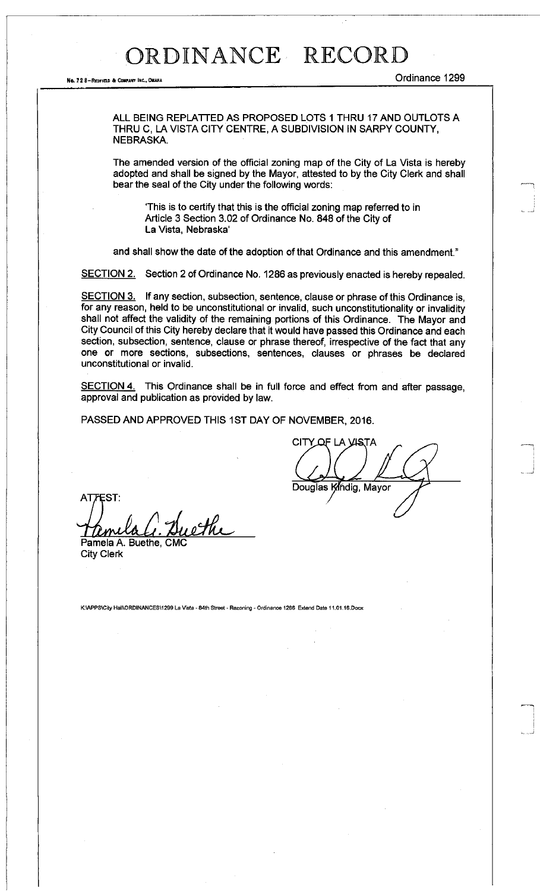# ORDINANCE RECORD

Ordinance 1299

ALL BEING REPLATTED AS PROPOSED LOTS 1 THRU 17 AND OUTLOTS A THRU C, LA VISTA CITY CENTRE, A SUBDIVISION IN SARPY COUNTY, NEBRASKA.

The amended version of the official zoning map of the City of La Vista is hereby adopted and shall be signed by the Mayor, attested to by the City Clerk and shall bear the seal of the City under the following words:

> 'This is to certify that this is the official zoning map referred to in Article 3 Section 3.02 of Ordinance No. 848 of the City of La Vista, Nebraska'

and shall show the date of the adoption of that Ordinance and this amendment."

SECTION 2. Section 2 of Ordinance No. 1286 as previously enacted is hereby repealed.

SECTION 3. If any section, subsection, sentence, clause or phrase of this Ordinance is, for any reason, held to be unconstitutional or invalid, such unconstitutionality or invalidity shall not affect the validity of the remaining portions of this Ordinance. The Mayor and City Council of this City hereby declare that it would have passed this Ordinance and each section, subsection, sentence, clause or phrase thereof, irrespective of the fact that any one or more sections, subsections, sentences, clauses or phrases be declared unconstitutional or invalid.

SECTION 4. This Ordinance shall be in full force and effect from and after passage, approval and publication as provided by law.

PASSED AND APPROVED THIS 1ST DAY OF NOVEMBER, 2016.

CITY OF LA VISTA

Douglas Kindig, Mayor

ATTEST:

Pamela A. Buethe, CMC
City Clerk

K:\APPS\City Hall\ORDINANCES\1299 La Vista - 84th Street - Rezoning - Ordinance 1286 Extend Date 11.01.16.Docx